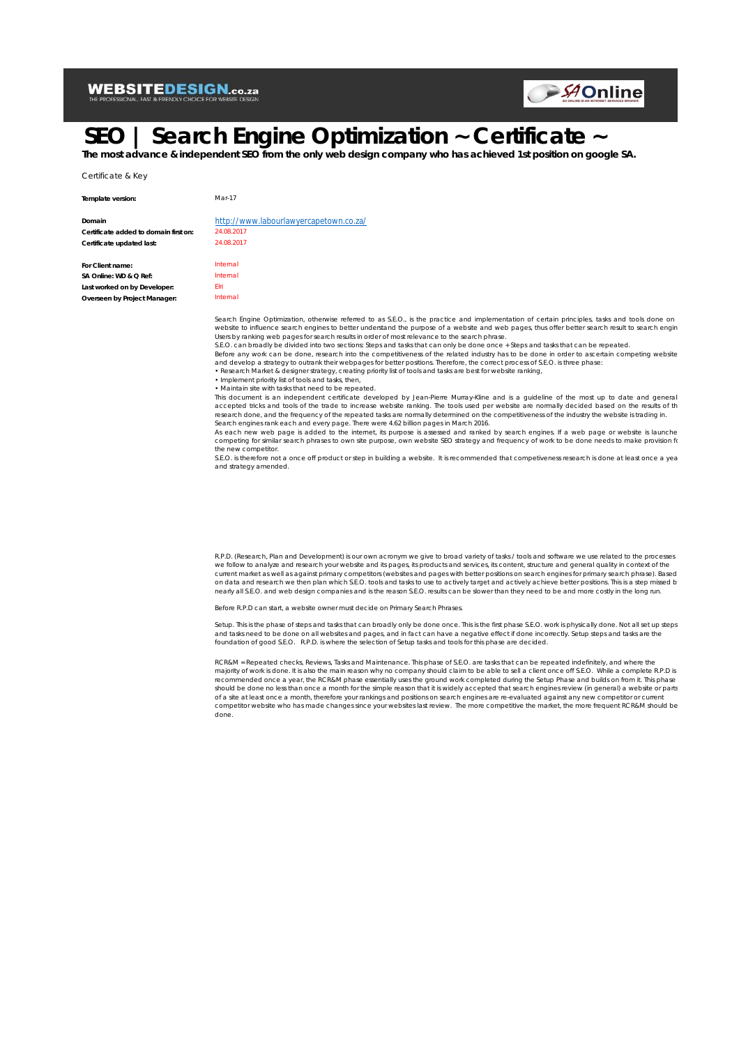WEBSITEDESIGN.co.za
THE PROFESSIONAL, FAST & FRIENDLY CHOICE FOR WEBSITE DESIGN

SA Online
SA ONLINE IS AN INTERNET SERVICES BROKER

# SEO | Search Engine Optimization ~ Certificate ~

**The most advance & independent SEO from the only web design company who has achieved 1st position on google SA.**

Certificate & Key

| | |
|---|---|
| **Template version:** | Mar-17 |
| **Domain** | http://www.labourlawyercapetown.co.za/ |
| **Certificate added to domain first on:** | 24.08.2017 |
| **Certificate updated last:** | 24.08.2017 |
| **For Client name:** | Internal |
| **SA Online: WD & Q Ref:** | Internal |
| **Last worked on by Developer:** | Elri |
| **Overseen by Project Manager:** | Internal |

Search Engine Optimization, otherwise referred to as S.E.O., is the practice and implementation of certain principles, tasks and tools done on website to influence search engines to better understand the purpose of a website and web pages, thus offer better search result to search engin Users by ranking web pages for search results in order of most relevance to the search phrase.
S.E.O. can broadly be divided into two sections: Steps and tasks that can only be done once + Steps and tasks that can be repeated.
Before any work can be done, research into the competitiveness of the related industry has to be done in order to ascertain competing website and develop a strategy to outrank their webpages for better positions. Therefore, the correct process of S.E.O. is three phase:
• Research Market & designer strategy, creating priority list of tools and tasks are best for website ranking,
• Implement priority list of tools and tasks, then,
• Maintain site with tasks that need to be repeated.
This document is an independent certificate developed by Jean-Pierre Murray-Kline and is a guideline of the most up to date and general accepted tricks and tools of the trade to increase website ranking. The tools used per website are normally decided based on the results of th research done, and the frequency of the repeated tasks are normally determined on the competitiveness of the industry the website is trading in.
Search engines rank each and every page. There were 4.62 billion pages in March 2016.
As each new web page is added to the internet, its purpose is assessed and ranked by search engines. If a web page or website is launche competing for similar search phrases to own site purpose, own website SEO strategy and frequency of work to be done needs to make provision fo the new competitor.
S.E.O. is therefore not a once off product or step in building a website. It is recommended that competiveness research is done at least once a yea and strategy amended.

R.P.D. (Research, Plan and Development) is our own acronym we give to broad variety of tasks / tools and software we use related to the processes we follow to analyze and research your website and its pages, its products and services, its content, structure and general quality in context of the current market as well as against primary competitors (websites and pages with better positions on search engines for primary search phrase). Based on data and research we then plan which S.E.O. tools and tasks to use to actively target and actively achieve better positions. This is a step missed b nearly all S.E.O. and web design companies and is the reason S.E.O. results can be slower than they need to be and more costly in the long run.

Before R.P.D can start, a website owner must decide on Primary Search Phrases.

Setup. This is the phase of steps and tasks that can broadly only be done once. This is the first phase S.E.O. work is physically done. Not all set up steps and tasks need to be done on all websites and pages, and in fact can have a negative effect if done incorrectly. Setup steps and tasks are the foundation of good S.E.O. R.P.D. is where the selection of Setup tasks and tools for this phase are decided.

RCR&M = Repeated checks, Reviews, Tasks and Maintenance. This phase of S.E.O. are tasks that can be repeated indefinitely, and where the majority of work is done. It is also the main reason why no company should claim to be able to sell a client once off S.E.O. While a complete R.P.D is recommended once a year, the RCR&M phase essentially uses the ground work completed during the Setup Phase and builds on from it. This phase should be done no less than once a month for the simple reason that it is widely accepted that search engines review (in general) a website or parts of a site at least once a month, therefore your rankings and positions on search engines are re-evaluated against any new competitor or current competitor website who has made changes since your websites last review. The more competitive the market, the more frequent RCR&M should be done.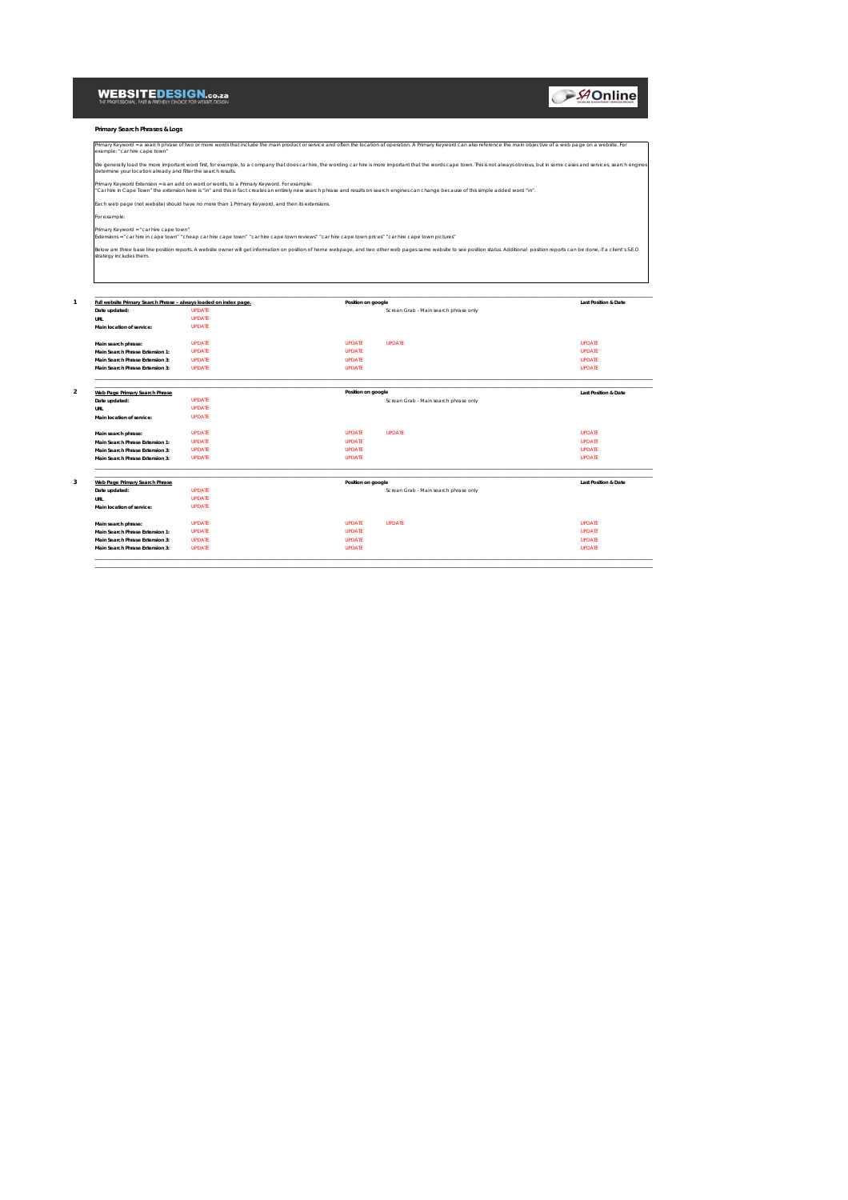WEBSITEDESIGN.co.za
THE PROFESSIONAL, FAST & FRIENDLY CHOICE FOR WEBSITE DESIGN

SA Online

### Primary Search Phrases & Logs

Primary Keyword = a search phrase of two or more words that include the main product or service and often the location of operation. A Primary Keyword can also reference the main objective of a web page on a website. For example: "car hire cape town"

We generally load the more important word first, for example, to a company that does car hire, the wording car hire is more important that the words cape town. This is not always obvious, but in some cases and services, search engines determine your location already and filter the search results.

Primary Keyword Extension = is an add on word or words, to a Primary Keyword. For example:
"Car hire in Cape Town" the extension here is "in" and this in fact creates an entirely new search phrase and results on search engines can change because of this simple added word "in".

Each web page (not website) should have no more than 1 Primary Keyword, and then its extensions.

For example:

Primary Keyword = "car hire cape town"
Extensions = "car hire in cape town" "cheap car hire cape town" "car hire cape town reviews" "car hire cape town prices" "car hire cape town pictures"

Below are three base line position reports. A website owner will get information on position of home webpage, and two other web pages same website to see position status. Additional position reports can be done, if a client's S.E.O strategy includes them.

| # | Full website Primary Search Phrase - always loaded on index page. | | Position on google | | Last Position & Date |
|---|---|---|---|---|---|
| 1 | Date updated: | UPDATE | | Screen Grab - Main search phrase only | |
| | URL | UPDATE | | | |
| | Main location of service: | UPDATE | | | |
| | Main search phrase: | UPDATE | UPDATE | UPDATE | UPDATE |
| | Main Search Phrase Extension 1: | UPDATE | UPDATE | | UPDATE |
| | Main Search Phrase Extension 3: | UPDATE | UPDATE | | UPDATE |
| | Main Search Phrase Extension 3: | UPDATE | UPDATE | | UPDATE |

| # | Web Page Primary Search Phrase | | Position on google | | Last Position & Date |
|---|---|---|---|---|---|
| 2 | Date updated: | UPDATE | | Screen Grab - Main search phrase only | |
| | URL | UPDATE | | | |
| | Main location of service: | UPDATE | | | |
| | Main search phrase: | UPDATE | UPDATE | UPDATE | UPDATE |
| | Main Search Phrase Extension 1: | UPDATE | UPDATE | | UPDATE |
| | Main Search Phrase Extension 3: | UPDATE | UPDATE | | UPDATE |
| | Main Search Phrase Extension 3: | UPDATE | UPDATE | | UPDATE |

| # | Web Page Primary Search Phrase | | Position on google | | Last Position & Date |
|---|---|---|---|---|---|
| 3 | Date updated: | UPDATE | | Screen Grab - Main search phrase only | |
| | URL | UPDATE | | | |
| | Main location of service: | UPDATE | | | |
| | Main search phrase: | UPDATE | UPDATE | UPDATE | UPDATE |
| | Main Search Phrase Extension 1: | UPDATE | UPDATE | | UPDATE |
| | Main Search Phrase Extension 3: | UPDATE | UPDATE | | UPDATE |
| | Main Search Phrase Extension 3: | UPDATE | UPDATE | | UPDATE |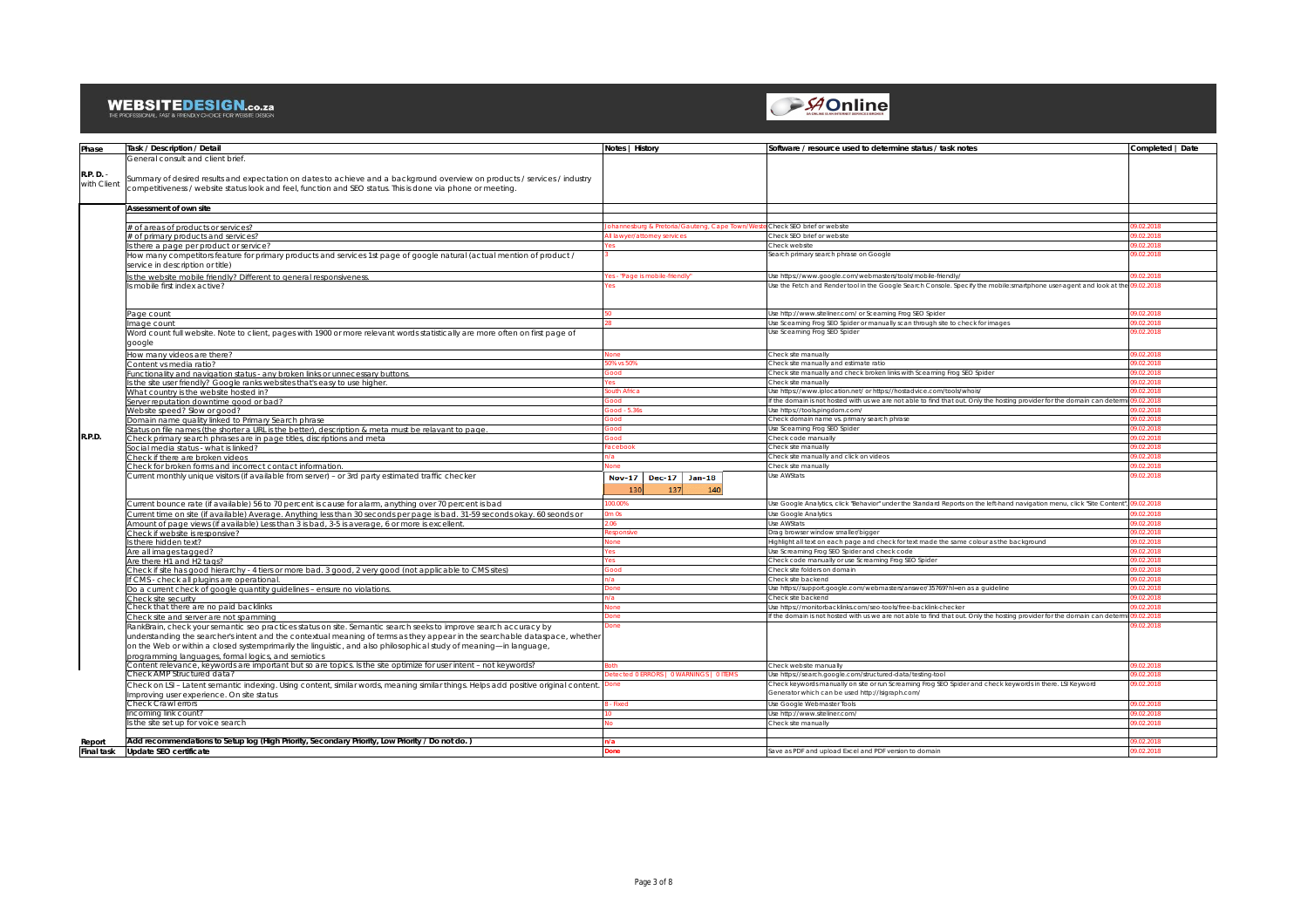| Phase | Task / Description / Detail | Notes \| History | Software / resource used to determine status / task notes | Completed \| Date |
|---|---|---|---|---|
| R.P. D. - with Client | General consult and client brief.<br><br>Summary of desired results and expectation on dates to achieve and a background overview on products / services / industry competitiveness / website status look and feel, function and SEO status. This is done via phone or meeting. | | | |
| R.P.D. | **Assessment of own site** | | | |
| | # of areas of products or services? | Johannesburg & Pretoria/Gauteng, Cape Town/Weste | Check SEO brief or website | 09.02.2018 |
| | # of primary products and services? | All lawyer/attorney services | Check SEO brief or website | 09.02.2018 |
| | Is there a page per product or service? | Yes | Check website | 09.02.2018 |
| | How many competitors feature for primary products and services 1st page of google natural (actual mention of product / service in description or title) | 3 | Search primary search phrase on Google | 09.02.2018 |
| | Is the website mobile friendly? Different to general responsiveness. | Yes - "Page is mobile-friendly" | Use https://www.google.com/webmasters/tools/mobile-friendly/ | 09.02.2018 |
| | Is mobile first index active? | Yes | Use the Fetch and Render tool in the Google Search Console. Specify the mobile:smartphone user-agent and look at the | 09.02.2018 |
| | Page count | 50 | Use http://www.siteliner.com/ or Sceaming Frog SEO Spider | 09.02.2018 |
| | Image count | 28 | Use Sceaming Frog SEO Spider or manually scan through site to check for images | 09.02.2018 |
| | Word count full website. Note to client, pages with 1900 or more relevant words statistically are more often on first page of google | | Use Sceaming Frog SEO Spider | 09.02.2018 |
| | How many videos are there? | None | Check site manually | 09.02.2018 |
| | Content vs media ratio? | 50% vs 50% | Check site manually and estimate ratio | 09.02.2018 |
| | Functionality and navigation status - any broken links or unnecessary buttons. | Good | Check site manually and check broken links with Sceaming Frog SEO Spider | 09.02.2018 |
| | Is the site user friendly? Google ranks websites that's easy to use higher. | Yes | Check site manually | 09.02.2018 |
| | What country is the website hosted in? | South Africa | Use https://www.iplocation.net/ or https://hostadvice.com/tools/whois/ | 09.02.2018 |
| | Server reputation downtime good or bad? | Good | If the domain is not hosted with us we are not able to find that out. Only the hosting provider for the domain can determ | 09.02.2018 |
| | Website speed? Slow or good? | Good - 5.36s | Use https://tools.pingdom.com/ | 09.02.2018 |
| | Domain name quality linked to Primary Search phrase | Good | Check domain name vs. primary search phrase | 09.02.2018 |
| | Status on file names (the shorter a URL is the better), description & meta must be relavant to page. | Good | Use Sceaming Frog SEO Spider | 09.02.2018 |
| | Check primary search phrases are in page titles, discriptions and meta | Good | Check code manually | 09.02.2018 |
| | Social media status - what is linked? | Facebook | Check site manually | 09.02.2018 |
| | Check if there are broken videos | n/a | Check site manually and click on videos | 09.02.2018 |
| | Check for broken forms and incorrect contact information. | None | Check site manually | 09.02.2018 |
| | Current monthly unique visitors (if available from server) – or 3rd party estimated traffic checker | Nov-17: 130 \| Dec-17: 137 \| Jan-18: 140 | Use AWStats | 09.02.2018 |
| | Current bounce rate (if available) 56 to 70 percent is cause for alarm, anything over 70 percent is bad | 100.00% | Use Google Analytics, click "Behavior" under the Standard Reports on the left-hand navigation menu, click "Site Content", | 09.02.2018 |
| | Current time on site (if available) Average. Anything less than 30 seconds per page is bad. 31-59 seconds okay. 60 seonds or | 0m 0s | Use Google Analytics | 09.02.2018 |
| | Amount of page views (if available) Less than 3 is bad, 3-5 is average, 6 or more is excellent. | 2.06 | Use AWStats | 09.02.2018 |
| | Check if website is responsive? | Responsive | Drag browser window smaller/bigger | 09.02.2018 |
| | Is there hidden text? | None | Highlight all text on each page and check for text made the same colour as the background | 09.02.2018 |
| | Are all images tagged? | Yes | Use Sceaming Frog SEO Spider and check code | 09.02.2018 |
| | Are there H1 and H2 tags? | Yes | Check code manually or use Sceaming Frog SEO Spider | 09.02.2018 |
| | Check if site has good hierarchy - 4 tiers or more bad. 3 good, 2 very good (not applicable to CMS sites) | Good | Check site folders on domain | 09.02.2018 |
| | If CMS - check all plugins are operational. | n/a | Check site backend | 09.02.2018 |
| | Do a current check of google quantity guidelines – ensure no violations. | Done | Use https://support.google.com/webmasters/answer/35769?hl=en as a guideline | 09.02.2018 |
| | Check site security | n/a | Check site backend | 09.02.2018 |
| | Check that there are no paid backlinks | None | Use https://monitorbacklinks.com/seo-tools/free-backlink-checker | 09.02.2018 |
| | Check site and server are not spamming | Done | If the domain is not hosted with us we are not able to find that out. Only the hosting provider for the domain can determ | 09.02.2018 |
| | RankBrain, check your semantic seo practices status on site. Semantic search seeks to improve search accuracy by understanding the searcher's intent and the contextual meaning of terms as they appear in the searchable dataspace, whether on the Web or within a closed systemprimarily the linguistic, and also philosophical study of meaning—in language, programming languages, formal logics, and semiotics | Done | | 09.02.2018 |
| | Content relevance, keywords are important but so are topics. Is the site optimize for user intent – not keywords? | Both | Check website manually | 09.02.2018 |
| | Check AMP Structured data? | Detected 0 ERRORS \| 0 WARNINGS \| 0 ITEMS | Use https://search.google.com/structured-data/testing-tool | 09.02.2018 |
| | Check on LSI – Latent semantic indexing. Using content, similar words, meaning similar things. Helps add positive original content. Improving user experience. On site status | Done | Check keywords manually on site or run Sceaming Frog SEO Spider and check keywords in there. LSI Keyword Generator which can be used http://lsigraph.com/ | 09.02.2018 |
| | Check Crawl errors | 8 - Fixed | Use Google Webmaster Tools | 09.02.2018 |
| | Incoming link count? | 10 | Use http://www.siteliner.com/ | 09.02.2018 |
| | Is the site set up for voice search | No | Check site manually | 09.02.2018 |
| **Report** | **Add recommendations to Setup log (High Priority, Secondary Priority, Low Priority / Do not do. )** | **n/a** | | 09.02.2018 |
| **Final task** | **Update SEO certificate** | **Done** | Save as PDF and upload Excel and PDF version to domain | 09.02.2018 |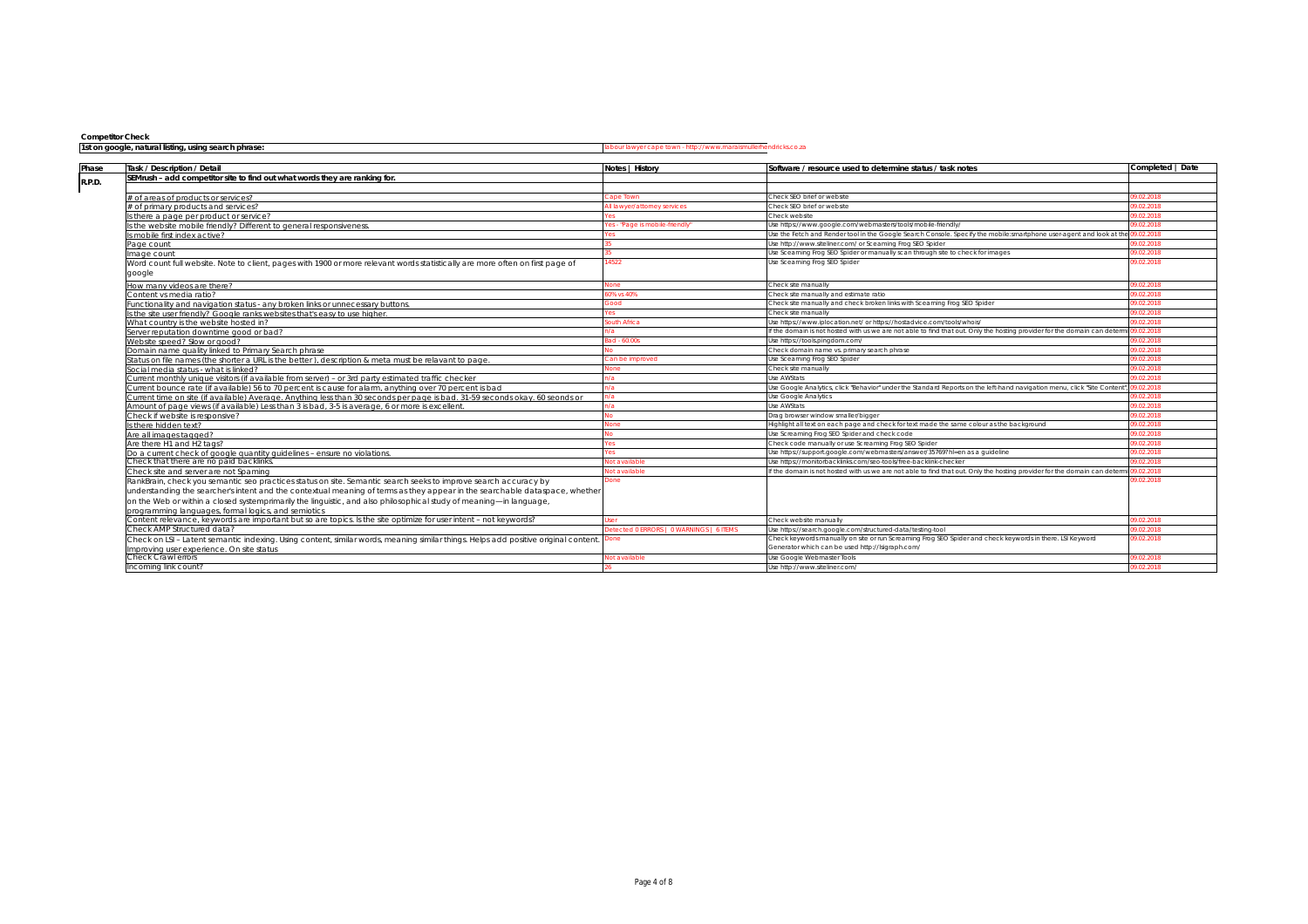**Competitor Check**

| 1st on google, natural listing, using search phrase: | labour lawyer cape town - http://www.maraismullerhendricks.co.za |
|---|---|

| Phase | Task / Description / Detail | Notes \| History | Software / resource used to determine status / task notes | Completed \| Date |
|---|---|---|---|---|
| R.P.D. | SEMrush – add competitor site to find out what words they are ranking for. | | | |
| | | | | |
| | # of areas of products or services? | Cape Town | Check SEO brief or website | 09.02.2018 |
| | # of primary products and services? | All lawyer/attorney services | Check SEO brief or website | 09.02.2018 |
| | Is there a page per product or service? | Yes | Check website | 09.02.2018 |
| | Is the website mobile friendly? Different to general responsiveness. | Yes - "Page is mobile-friendly" | Use https://www.google.com/webmasters/tools/mobile-friendly/ | 09.02.2018 |
| | Is mobile first index active? | Yes | Use the Fetch and Render tool in the Google Search Console. Specify the mobile:smartphone user-agent and look at the | 09.02.2018 |
| | Page count | 35 | Use http://www.siteliner.com/ or Scearning Frog SEO Spider | 09.02.2018 |
| | Image count | 35 | Use Scearning Frog SEO Spider or manually scan through site to check for images | 09.02.2018 |
| | Word count full website. Note to client, pages with 1900 or more relevant words statistically are more often on first page of google | 14522 | Use Scearning Frog SEO Spider | 09.02.2018 |
| | How many videos are there? | None | Check site manually | 09.02.2018 |
| | Content vs media ratio? | 60% vs 40% | Check site manually and estimate ratio | 09.02.2018 |
| | Functionality and navigation status - any broken links or unnecessary buttons. | Good | Check site manually and check broken links with Scearning Frog SEO Spider | 09.02.2018 |
| | Is the site user friendly? Google ranks websites that's easy to use higher. | Yes | Check site manually | 09.02.2018 |
| | What country is the website hosted in? | South Africa | Use https://www.iplocation.net/ or https://hostadvice.com/tools/whois/ | 09.02.2018 |
| | Server reputation downtime good or bad? | n/a | If the domain is not hosted with us we are not able to find that out. Only the hosting provider for the domain can determ | 09.02.2018 |
| | Website speed? Slow or good? | Bad - 60.00s | Use https://tools.pingdom.com/ | 09.02.2018 |
| | Domain name quality linked to Primary Search phrase | No | Check domain name vs. primary search phrase | 09.02.2018 |
| | Status on file names (the shorter a URL is the better), description & meta must be relavant to page. | Can be improved | Use Scearning Frog SEO Spider | 09.02.2018 |
| | Social media status - what is linked? | None | Check site manually | 09.02.2018 |
| | Current monthly unique visitors (if available from server) – or 3rd party estimated traffic checker | n/a | Use AWStats | 09.02.2018 |
| | Current bounce rate (if available) 56 to 70 percent is cause for alarm, anything over 70 percent is bad | n/a | Use Google Analytics, click "Behavior" under the Standard Reports on the left-hand navigation menu, click "Site Content" | 09.02.2018 |
| | Current time on site (if available) Average. Anything less than 30 seconds per page is bad. 31-59 seconds okay. 60 seonds or | n/a | Use Google Analytics | 09.02.2018 |
| | Amount of page views (if available) Less than 3 is bad, 3-5 is average, 6 or more is excellent. | n/a | Use AWStats | 09.02.2018 |
| | Check if website is responsive? | No | Drag browser window smaller/bigger | 09.02.2018 |
| | Is there hidden text? | None | Highlight all text on each page and check for text made the same colour as the background | 09.02.2018 |
| | Are all images tagged? | No | Use Screaming Frog SEO Spider and check code | 09.02.2018 |
| | Are there H1 and H2 tags? | Yes | Check code manually or use Screaming Frog SEO Spider | 09.02.2018 |
| | Do a current check of google quantity guidelines – ensure no violations. | Yes | Use https://support.google.com/webmasters/answer/35769?hl=en as a guideline | 09.02.2018 |
| | Check that there are no paid backlinks. | Not available | Use https://monitorbacklinks.com/seo-tools/free-backlink-checker | 09.02.2018 |
| | Check site and server are not Spaming | Not available | If the domain is not hosted with us we are not able to find that out. Only the hosting provider for the domain can determ | 09.02.2018 |
| | RankBrain, check you semantic seo practices status on site. Semantic search seeks to improve search accuracy by understanding the searcher's intent and the contextual meaning of terms as they appear in the searchable dataspace, whether on the Web or within a closed systemprimarily the linguistic, and also philosophical study of meaning—in language, programming languages, formal logics, and semiotics | Done | | 09.02.2018 |
| | Content relevance, keywords are important but so are topics. Is the site optimize for user intent – not keywords? | User | Check website manually | 09.02.2018 |
| | Check AMP Structured data? | Detected 0 ERRORS \| 0 WARNINGS \| 6 ITEMS | Use https://search.google.com/structured-data/testing-tool | 09.02.2018 |
| | Check on LSI – Latent semantic indexing. Using content, similar words, meaning similar things. Helps add positive original content. Improving user experience. On site status | Done | Check keywords manually on site or run Screaming Frog SEO Spider and check keywords in there. LSI Keyword Generator which can be used http://lsigraph.com/ | 09.02.2018 |
| | Check Crawl errors | Not available | Use Google Webmaster Tools | 09.02.2018 |
| | Incoming link count? | 26 | Use http://www.siteliner.com/ | 09.02.2018 |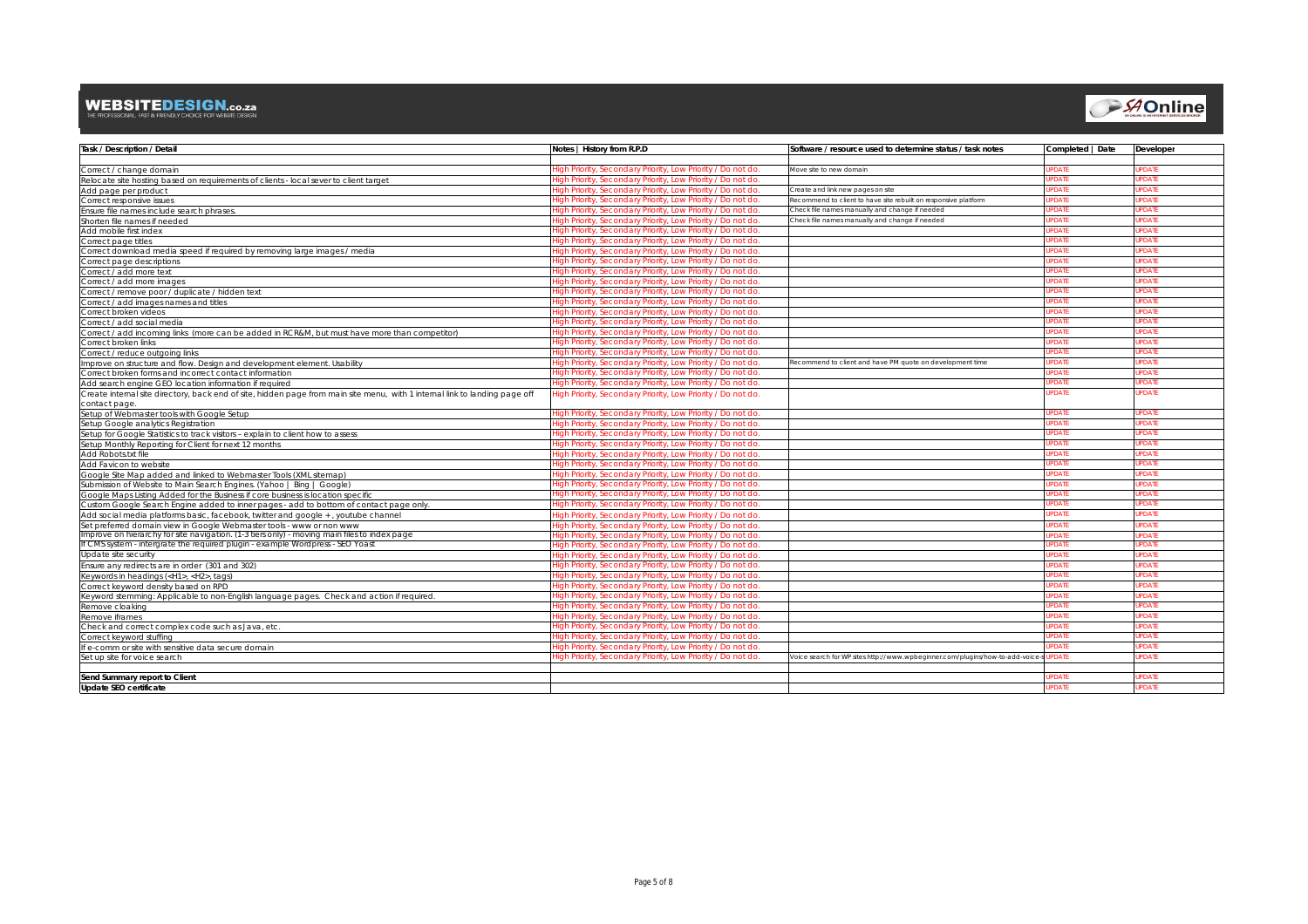| Task / Description / Detail | Notes \| History from R.P.D | Software / resource used to determine status / task notes | Completed \| Date | Developer |
|---|---|---|---|---|
| | | | | |
| Correct / change domain | High Priority, Secondary Priority, Low Priority / Do not do. | Move site to new domain | UPDATE | UPDATE |
| Relocate site hosting based on requirements of clients - local sever to client target | High Priority, Secondary Priority, Low Priority / Do not do. | | UPDATE | UPDATE |
| Add page per product | High Priority, Secondary Priority, Low Priority / Do not do. | Create and link new pages on site | UPDATE | UPDATE |
| Correct responsive issues | High Priority, Secondary Priority, Low Priority / Do not do. | Recommend to client to have site rebuilt on responsive platform | UPDATE | UPDATE |
| Ensure file names include search phrases. | High Priority, Secondary Priority, Low Priority / Do not do. | Check file names manually and change if needed | UPDATE | UPDATE |
| Shorten file names if needed | High Priority, Secondary Priority, Low Priority / Do not do. | Check file names manually and change if needed | UPDATE | UPDATE |
| Add mobile first index | High Priority, Secondary Priority, Low Priority / Do not do. | | UPDATE | UPDATE |
| Correct page titles | High Priority, Secondary Priority, Low Priority / Do not do. | | UPDATE | UPDATE |
| Correct download media speed if required by removing large images / media | High Priority, Secondary Priority, Low Priority / Do not do. | | UPDATE | UPDATE |
| Correct page descriptions | High Priority, Secondary Priority, Low Priority / Do not do. | | UPDATE | UPDATE |
| Correct / add more text | High Priority, Secondary Priority, Low Priority / Do not do. | | UPDATE | UPDATE |
| Correct / add more images | High Priority, Secondary Priority, Low Priority / Do not do. | | UPDATE | UPDATE |
| Correct / remove poor / duplicate / hidden text | High Priority, Secondary Priority, Low Priority / Do not do. | | UPDATE | UPDATE |
| Correct / add images names and titles | High Priority, Secondary Priority, Low Priority / Do not do. | | UPDATE | UPDATE |
| Correct broken videos | High Priority, Secondary Priority, Low Priority / Do not do. | | UPDATE | UPDATE |
| Correct / add social media | High Priority, Secondary Priority, Low Priority / Do not do. | | UPDATE | UPDATE |
| Correct / add incoming links (more can be added in RCR&M, but must have more than competitor) | High Priority, Secondary Priority, Low Priority / Do not do. | | UPDATE | UPDATE |
| Correct broken links | High Priority, Secondary Priority, Low Priority / Do not do. | | UPDATE | UPDATE |
| Correct / reduce outgoing links | High Priority, Secondary Priority, Low Priority / Do not do. | | UPDATE | UPDATE |
| Improve on structure and flow. Design and development element. Usability | High Priority, Secondary Priority, Low Priority / Do not do. | Recommend to client and have PM quote on development time | UPDATE | UPDATE |
| Correct broken forms and incorrect contact information | High Priority, Secondary Priority, Low Priority / Do not do. | | UPDATE | UPDATE |
| Add search engine GEO location information if required | High Priority, Secondary Priority, Low Priority / Do not do. | | UPDATE | UPDATE |
| Create internal site directory, back end of site, hidden page from main site menu, with 1 internal link to landing page off contact page. | High Priority, Secondary Priority, Low Priority / Do not do. | | UPDATE | UPDATE |
| Setup of Webmaster tools with Google Setup | High Priority, Secondary Priority, Low Priority / Do not do. | | UPDATE | UPDATE |
| Setup Google analytics Registration | High Priority, Secondary Priority, Low Priority / Do not do. | | UPDATE | UPDATE |
| Setup for Google Statistics to track visitors – explain to client how to assess | High Priority, Secondary Priority, Low Priority / Do not do. | | UPDATE | UPDATE |
| Setup Monthly Reporting for Client for next 12 months | High Priority, Secondary Priority, Low Priority / Do not do. | | UPDATE | UPDATE |
| Add Robots.txt file | High Priority, Secondary Priority, Low Priority / Do not do. | | UPDATE | UPDATE |
| Add Favicon to website | High Priority, Secondary Priority, Low Priority / Do not do. | | UPDATE | UPDATE |
| Google Site Map added and linked to Webmaster Tools (XML sitemap) | High Priority, Secondary Priority, Low Priority / Do not do. | | UPDATE | UPDATE |
| Submission of Website to Main Search Engines. (Yahoo \| Bing \| Google) | High Priority, Secondary Priority, Low Priority / Do not do. | | UPDATE | UPDATE |
| Google Maps Listing Added for the Business if core business is location specific | High Priority, Secondary Priority, Low Priority / Do not do. | | UPDATE | UPDATE |
| Custom Google Search Engine added to inner pages - add to bottom of contact page only. | High Priority, Secondary Priority, Low Priority / Do not do. | | UPDATE | UPDATE |
| Add social media platforms basic, facebook, twitter and google +, youtube channel | High Priority, Secondary Priority, Low Priority / Do not do. | | UPDATE | UPDATE |
| Set preferred domain view in Google Webmaster tools - www or non www | High Priority, Secondary Priority, Low Priority / Do not do. | | UPDATE | UPDATE |
| Improve on hierarchy for site navigation. (1-3 tiers only) - moving main files to index page | High Priority, Secondary Priority, Low Priority / Do not do. | | UPDATE | UPDATE |
| If CMS system - intergrate the required plugin - example Wordpress - SEO Yoast | High Priority, Secondary Priority, Low Priority / Do not do. | | UPDATE | UPDATE |
| Update site security | High Priority, Secondary Priority, Low Priority / Do not do. | | UPDATE | UPDATE |
| Ensure any redirects are in order (301 and 302) | High Priority, Secondary Priority, Low Priority / Do not do. | | UPDATE | UPDATE |
| Keywords in headings (<H1>, <H2>, tags) | High Priority, Secondary Priority, Low Priority / Do not do. | | UPDATE | UPDATE |
| Correct keyword density based on RPD | High Priority, Secondary Priority, Low Priority / Do not do. | | UPDATE | UPDATE |
| Keyword stemming: Applicable to non-English language pages. Check and action if required. | High Priority, Secondary Priority, Low Priority / Do not do. | | UPDATE | UPDATE |
| Remove cloaking | High Priority, Secondary Priority, Low Priority / Do not do. | | UPDATE | UPDATE |
| Remove iframes | High Priority, Secondary Priority, Low Priority / Do not do. | | UPDATE | UPDATE |
| Check and correct complex code such as Java, etc. | High Priority, Secondary Priority, Low Priority / Do not do. | | UPDATE | UPDATE |
| Correct keyword stuffing | High Priority, Secondary Priority, Low Priority / Do not do. | | UPDATE | UPDATE |
| If e-comm or site with sensitive data secure domain | High Priority, Secondary Priority, Low Priority / Do not do. | | UPDATE | UPDATE |
| Set up site for voice search | High Priority, Secondary Priority, Low Priority / Do not do. | Voice search for WP sites http://www.wpbeginner.com/plugins/how-to-add-voice-s | UPDATE | UPDATE |
| | | | | |
| **Send Summary report to Client** | | | UPDATE | UPDATE |
| **Update SEO certificate** | | | UPDATE | UPDATE |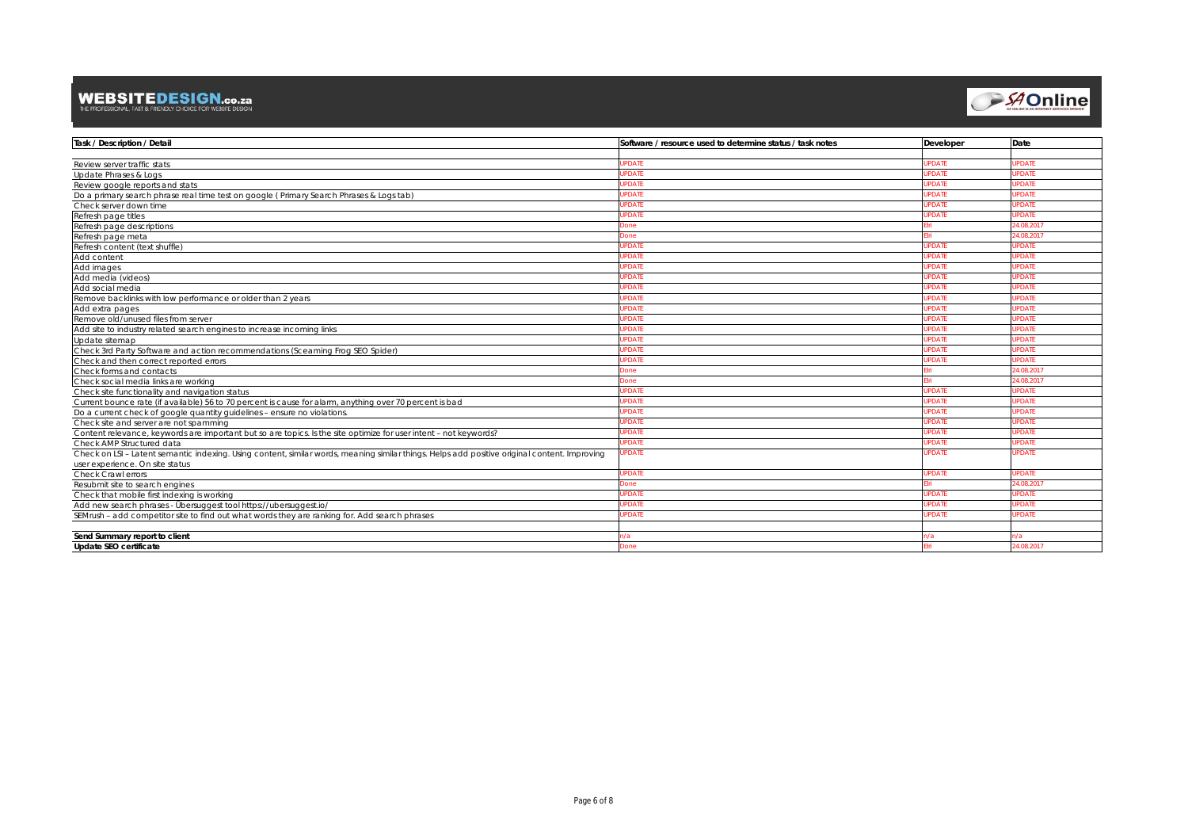| Task / Description / Detail | Software / resource used to determine status / task notes | Developer | Date |
|---|---|---|---|
| | | | |
| Review server traffic stats | UPDATE | UPDATE | UPDATE |
| Update Phrases & Logs | UPDATE | UPDATE | UPDATE |
| Review google reports and stats | UPDATE | UPDATE | UPDATE |
| Do a primary search phrase real time test on google ( Primary Search Phrases & Logs tab) | UPDATE | UPDATE | UPDATE |
| Check server down time | UPDATE | UPDATE | UPDATE |
| Refresh page titles | UPDATE | UPDATE | UPDATE |
| Refresh page descriptions | Done | Elri | 24.08.2017 |
| Refresh page meta | Done | Elri | 24.08.2017 |
| Refresh content (text shuffle) | UPDATE | UPDATE | UPDATE |
| Add content | UPDATE | UPDATE | UPDATE |
| Add images | UPDATE | UPDATE | UPDATE |
| Add media (videos) | UPDATE | UPDATE | UPDATE |
| Add social media | UPDATE | UPDATE | UPDATE |
| Remove backlinks with low performance or older than 2 years | UPDATE | UPDATE | UPDATE |
| Add extra pages | UPDATE | UPDATE | UPDATE |
| Remove old/unused files from server | UPDATE | UPDATE | UPDATE |
| Add site to industry related search engines to increase incoming links | UPDATE | UPDATE | UPDATE |
| Update sitemap | UPDATE | UPDATE | UPDATE |
| Check 3rd Party Software and action recommendations (Scearning Frog SEO Spider) | UPDATE | UPDATE | UPDATE |
| Check and then correct reported errors | UPDATE | UPDATE | UPDATE |
| Check forms and contacts | Done | Elri | 24.08.2017 |
| Check social media links are working | Done | Elri | 24.08.2017 |
| Check site functionality and navigation status | UPDATE | UPDATE | UPDATE |
| Current bounce rate (if available) 56 to 70 percent is cause for alarm, anything over 70 percent is bad | UPDATE | UPDATE | UPDATE |
| Do a current check of google quantity guidelines – ensure no violations. | UPDATE | UPDATE | UPDATE |
| Check site and server are not spamming | UPDATE | UPDATE | UPDATE |
| Content relevance, keywords are important but so are topics. Is the site optimize for user intent – not keywords? | UPDATE | UPDATE | UPDATE |
| Check AMP Structured data | UPDATE | UPDATE | UPDATE |
| Check on LSI – Latent semantic indexing. Using content, similar words, meaning similar things. Helps add positive original content. Improving user experience. On site status | UPDATE | UPDATE | UPDATE |
| Check Crawl errors | UPDATE | UPDATE | UPDATE |
| Resubmit site to search engines | Done | Elri | 24.08.2017 |
| Check that mobile first indexing is working | UPDATE | UPDATE | UPDATE |
| Add new search phrases - Übersuggest tool https://ubersuggest.io/ | UPDATE | UPDATE | UPDATE |
| SEMrush – add competitor site to find out what words they are ranking for. Add search phrases | UPDATE | UPDATE | UPDATE |
| | | | |
| **Send Summary report to client** | n/a | n/a | n/a |
| **Update SEO certificate** | Done | Elri | 24.08.2017 |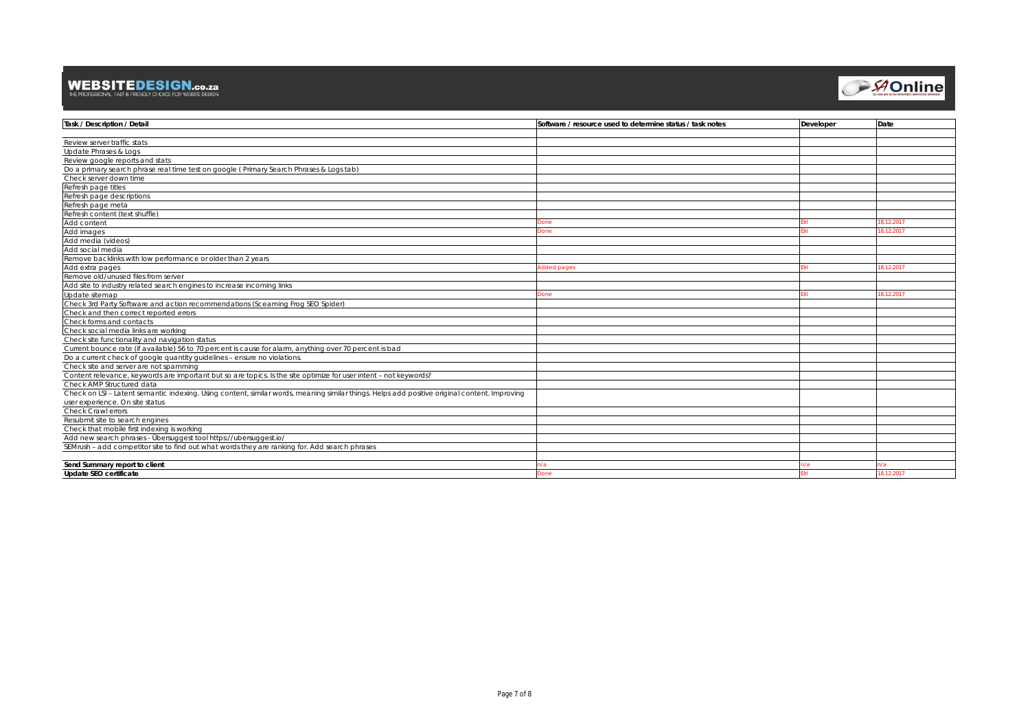| Task / Description / Detail | Software / resource used to determine status / task notes | Developer | Date |
|---|---|---|---|
| | | | |
| Review server traffic stats | | | |
| Update Phrases & Logs | | | |
| Review google reports and stats | | | |
| Do a primary search phrase real time test on google ( Primary Search Phrases & Logs tab) | | | |
| Check server down time | | | |
| Refresh page titles | | | |
| Refresh page descriptions | | | |
| Refresh page meta | | | |
| Refresh content (text shuffle) | | | |
| Add content | Done | Elri | 18.12.2017 |
| Add images | Done | Elri | 18.12.2017 |
| Add media (videos) | | | |
| Add social media | | | |
| Remove backlinks with low performance or older than 2 years | | | |
| Add extra pages | Added pages | Elri | 18.12.2017 |
| Remove old/unused files from server | | | |
| Add site to industry related search engines to increase incoming links | | | |
| Update sitemap | Done | Elri | 18.12.2017 |
| Check 3rd Party Software and action recommendations (Scearning Frog SEO Spider) | | | |
| Check and then correct reported errors | | | |
| Check forms and contacts | | | |
| Check social media links are working | | | |
| Check site functionality and navigation status | | | |
| Current bounce rate (if available) 56 to 70 percent is cause for alarm, anything over 70 percent is bad | | | |
| Do a current check of google quantity guidelines – ensure no violations. | | | |
| Check site and server are not spamming | | | |
| Content relevance, keywords are important but so are topics. Is the site optimize for user intent – not keywords? | | | |
| Check AMP Structured data | | | |
| Check on LSI – Latent semantic indexing. Using content, similar words, meaning similar things. Helps add positive original content. Improving user experience. On site status | | | |
| Check Crawl errors | | | |
| Resubmit site to search engines | | | |
| Check that mobile first indexing is working | | | |
| Add new search phrases - Übersuggest tool https://ubersuggest.io/ | | | |
| SEMrush – add competitor site to find out what words they are ranking for. Add search phrases | | | |
| | | | |
| **Send Summary report to client** | n/a | n/a | n/a |
| **Update SEO certificate** | Done | Elri | 18.12.2017 |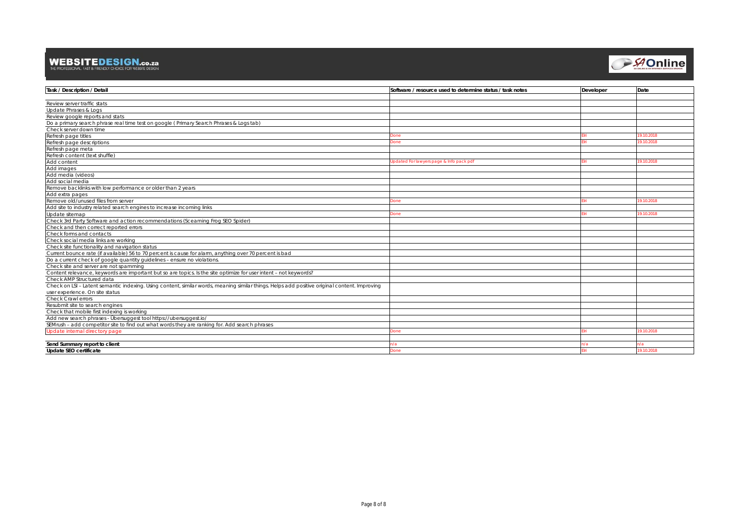WEBSITEDESIGN.co.za
THE PROFESSIONAL, FAST & FRIENDLY CHOICE FOR WEBSITE DESIGN

SA Online

| Task / Description / Detail | Software / resource used to determine status / task notes | Developer | Date |
|---|---|---|---|
| | | | |
| Review server traffic stats | | | |
| Update Phrases & Logs | | | |
| Review google reports and stats | | | |
| Do a primary search phrase real time test on google ( Primary Search Phrases & Logs tab) | | | |
| Check server down time | | | |
| Refresh page titles | Done | Elri | 19.10.2018 |
| Refresh page descriptions | Done | Elri | 19.10.2018 |
| Refresh page meta | | | |
| Refresh content (text shuffle) | | | |
| Add content | Updated For lawyers page & Info pack pdf | Elri | 19.10.2018 |
| Add images | | | |
| Add media (videos) | | | |
| Add social media | | | |
| Remove backlinks with low performance or older than 2 years | | | |
| Add extra pages | | | |
| Remove old/unused files from server | Done | Elri | 19.10.2018 |
| Add site to industry related search engines to increase incoming links | | | |
| Update sitemap | Done | Elri | 19.10.2018 |
| Check 3rd Party Software and action recommendations (Scearning Frog SEO Spider) | | | |
| Check and then correct reported errors | | | |
| Check forms and contacts | | | |
| Check social media links are working | | | |
| Check site functionality and navigation status | | | |
| Current bounce rate (if available) 56 to 70 percent is cause for alarm, anything over 70 percent is bad | | | |
| Do a current check of google quantity guidelines – ensure no violations. | | | |
| Check site and server are not spamming | | | |
| Content relevance, keywords are important but so are topics. Is the site optimize for user intent – not keywords? | | | |
| Check AMP Structured data | | | |
| Check on LSI – Latent semantic indexing. Using content, similar words, meaning similar things. Helps add positive original content. Improving user experience. On site status | | | |
| Check Crawl errors | | | |
| Resubmit site to search engines | | | |
| Check that mobile first indexing is working | | | |
| Add new search phrases - Übersuggest tool https://ubersuggest.io/ | | | |
| SEMrush – add competitor site to find out what words they are ranking for. Add search phrases | | | |
| Update internal directory page | Done | Elri | 19.10.2018 |
| | | | |
| **Send Summary report to client** | n/a | n/a | n/a |
| **Update SEO certificate** | Done | Elri | 19.10.2018 |